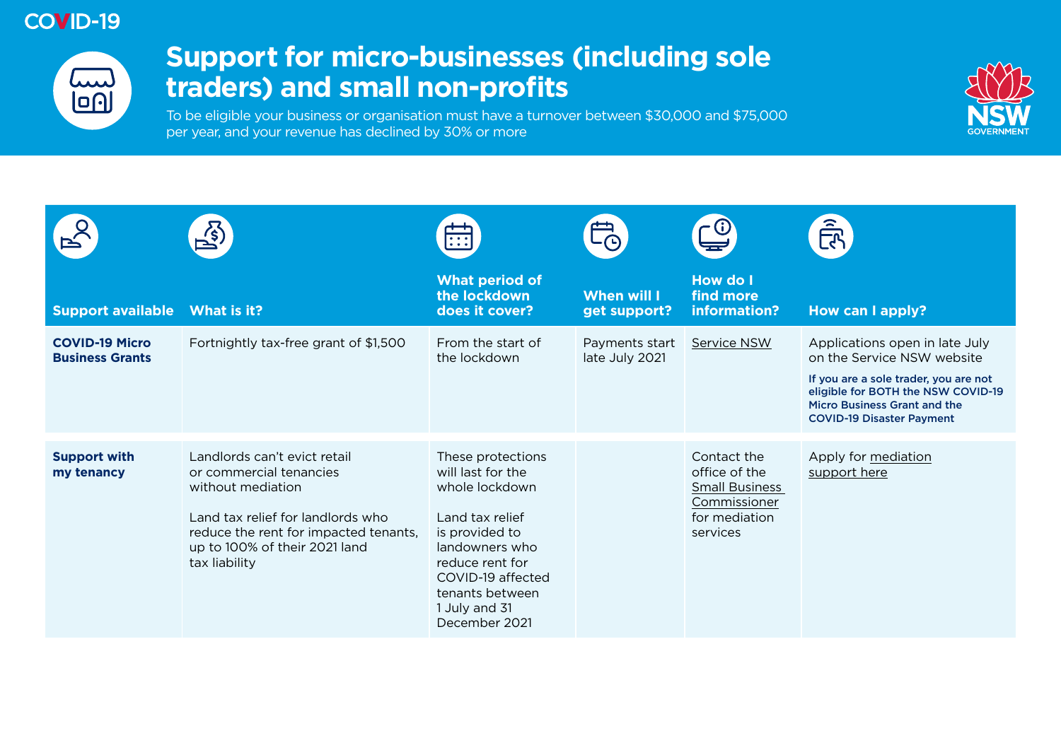COVID-19

# Support for micro-businesses (including sole traders) and small non-profits

To be eligible your business or organisation must have a turnover between $30,000 and $75,000 per year, and your revenue has declined by 30% or more

| Support available | What is it? | What period of the lockdown does it cover? | When will I get support? | How do I find more information? | How can I apply? |
| --- | --- | --- | --- | --- | --- |
| **COVID-19 Micro Business Grants** | Fortnightly tax-free grant of $1,500 | From the start of the lockdown | Payments start late July 2021 | Service NSW | Applications open in late July on the Service NSW website<br><br>**If you are a sole trader, you are not eligible for BOTH the NSW COVID-19 Micro Business Grant and the COVID-19 Disaster Payment** |
| **Support with my tenancy** | Landlords can't evict retail or commercial tenancies without mediation<br><br>Land tax relief for landlords who reduce the rent for impacted tenants, up to 100% of their 2021 land tax liability | These protections will last for the whole lockdown<br><br>Land tax relief is provided to landowners who reduce rent for COVID-19 affected tenants between 1 July and 31 December 2021 | | Contact the office of the Small Business Commissioner for mediation services | Apply for mediation support here |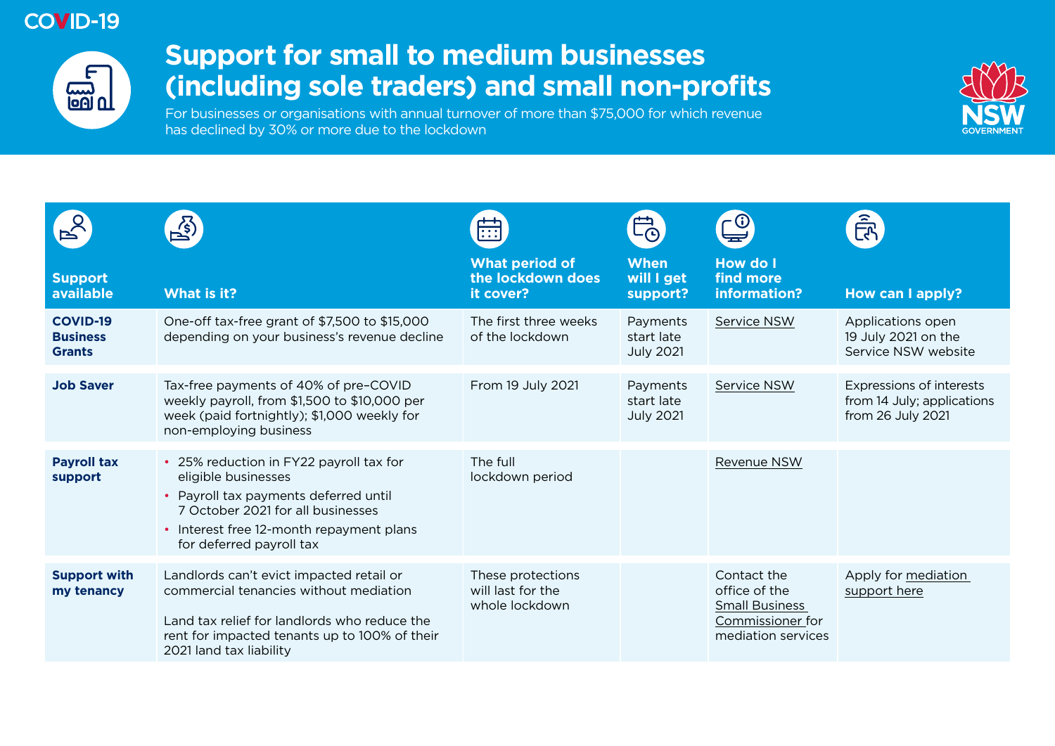COVID-19

# Support for small to medium businesses (including sole traders) and small non-profits

For businesses or organisations with annual turnover of more than $75,000 for which revenue has declined by 30% or more due to the lockdown

| Support available | What is it? | What period of the lockdown does it cover? | When will I get support? | How do I find more information? | How can I apply? |
|---|---|---|---|---|---|
| **COVID-19 Business Grants** | One-off tax-free grant of $7,500 to $15,000 depending on your business's revenue decline | The first three weeks of the lockdown | Payments start late July 2021 | Service NSW | Applications open 19 July 2021 on the Service NSW website |
| **Job Saver** | Tax-free payments of 40% of pre–COVID weekly payroll, from $1,500 to $10,000 per week (paid fortnightly); $1,000 weekly for non-employing business | From 19 July 2021 | Payments start late July 2021 | Service NSW | Expressions of interests from 14 July; applications from 26 July 2021 |
| **Payroll tax support** | • 25% reduction in FY22 payroll tax for eligible businesses<br>• Payroll tax payments deferred until 7 October 2021 for all businesses<br>• Interest free 12-month repayment plans for deferred payroll tax | The full lockdown period | | Revenue NSW | |
| **Support with my tenancy** | Landlords can't evict impacted retail or commercial tenancies without mediation<br><br>Land tax relief for landlords who reduce the rent for impacted tenants up to 100% of their 2021 land tax liability | These protections will last for the whole lockdown | | Contact the office of the Small Business Commissioner for mediation services | Apply for mediation support here |